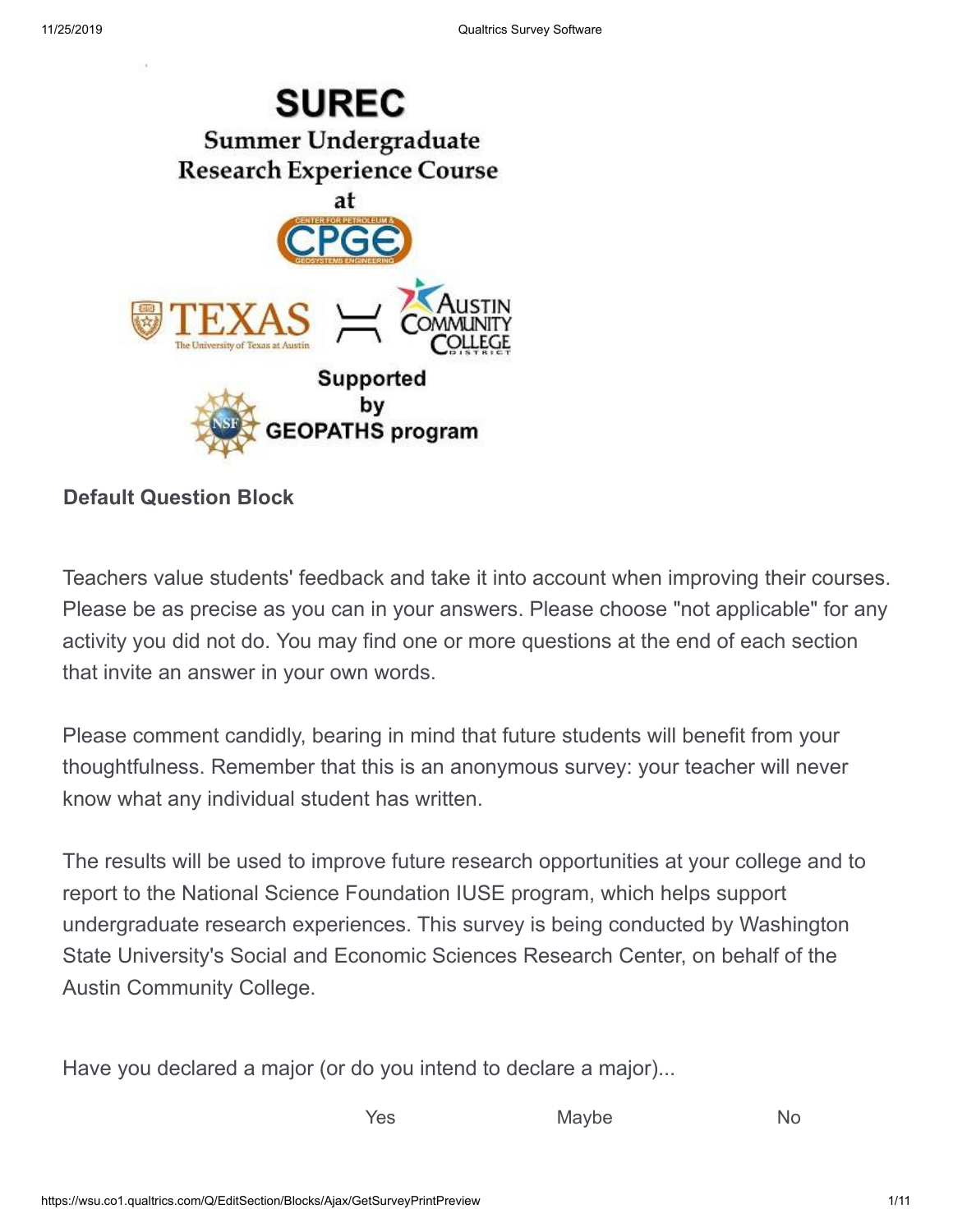# SUREC

## Summer Undergraduate Research Experience Course

at

CPGE (Center for Petroleum & Geosystems Engineering)

TEXAS — The University of Texas at Austin

Austin Community College District

Supported by NSF GEOPATHS program

### Default Question Block

Teachers value students' feedback and take it into account when improving their courses. Please be as precise as you can in your answers. Please choose "not applicable" for any activity you did not do. You may find one or more questions at the end of each section that invite an answer in your own words.

Please comment candidly, bearing in mind that future students will benefit from your thoughtfulness. Remember that this is an anonymous survey: your teacher will never know what any individual student has written.

The results will be used to improve future research opportunities at your college and to report to the National Science Foundation IUSE program, which helps support undergraduate research experiences. This survey is being conducted by Washington State University's Social and Economic Sciences Research Center, on behalf of the Austin Community College.

Have you declared a major (or do you intend to declare a major)...

| | Yes | Maybe | No |
|---|---|---|---|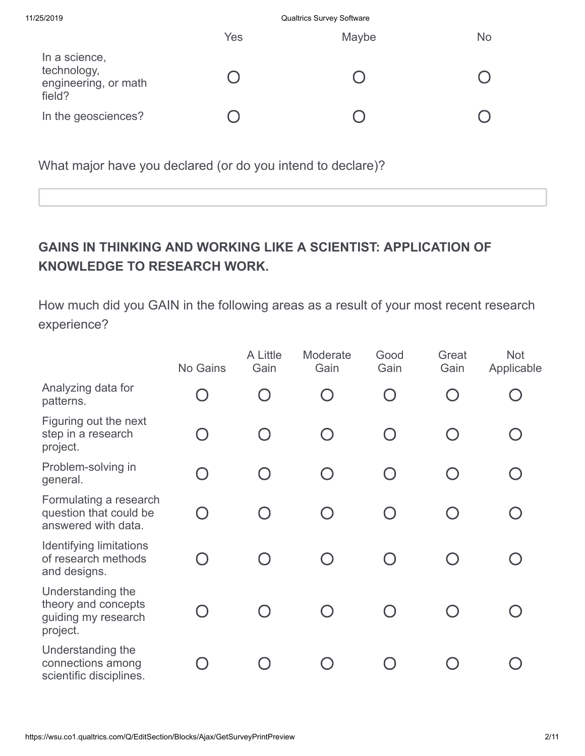| | Yes | Maybe | No |
|---|---|---|---|
| In a science, technology, engineering, or math field? | ○ | ○ | ○ |
| In the geosciences? | ○ | ○ | ○ |

What major have you declared (or do you intend to declare)?

## GAINS IN THINKING AND WORKING LIKE A SCIENTIST: APPLICATION OF KNOWLEDGE TO RESEARCH WORK.

How much did you GAIN in the following areas as a result of your most recent research experience?

| | No Gains | A Little Gain | Moderate Gain | Good Gain | Great Gain | Not Applicable |
|---|---|---|---|---|---|---|
| Analyzing data for patterns. | ○ | ○ | ○ | ○ | ○ | ○ |
| Figuring out the next step in a research project. | ○ | ○ | ○ | ○ | ○ | ○ |
| Problem-solving in general. | ○ | ○ | ○ | ○ | ○ | ○ |
| Formulating a research question that could be answered with data. | ○ | ○ | ○ | ○ | ○ | ○ |
| Identifying limitations of research methods and designs. | ○ | ○ | ○ | ○ | ○ | ○ |
| Understanding the theory and concepts guiding my research project. | ○ | ○ | ○ | ○ | ○ | ○ |
| Understanding the connections among scientific disciplines. | ○ | ○ | ○ | ○ | ○ | ○ |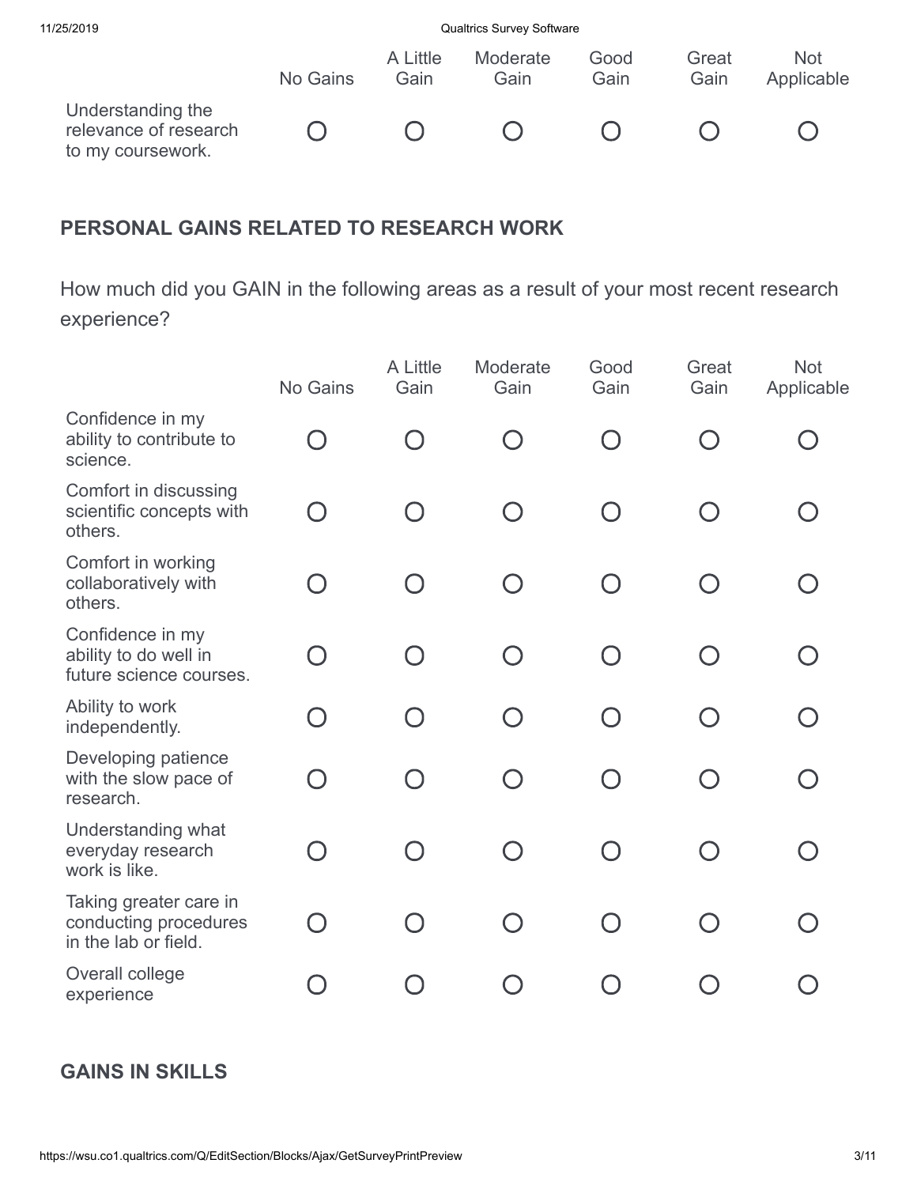| | No Gains | A Little Gain | Moderate Gain | Good Gain | Great Gain | Not Applicable |
|---|---|---|---|---|---|---|
| Understanding the relevance of research to my coursework. | ○ | ○ | ○ | ○ | ○ | ○ |

## PERSONAL GAINS RELATED TO RESEARCH WORK

How much did you GAIN in the following areas as a result of your most recent research experience?

| | No Gains | A Little Gain | Moderate Gain | Good Gain | Great Gain | Not Applicable |
|---|---|---|---|---|---|---|
| Confidence in my ability to contribute to science. | ○ | ○ | ○ | ○ | ○ | ○ |
| Comfort in discussing scientific concepts with others. | ○ | ○ | ○ | ○ | ○ | ○ |
| Comfort in working collaboratively with others. | ○ | ○ | ○ | ○ | ○ | ○ |
| Confidence in my ability to do well in future science courses. | ○ | ○ | ○ | ○ | ○ | ○ |
| Ability to work independently. | ○ | ○ | ○ | ○ | ○ | ○ |
| Developing patience with the slow pace of research. | ○ | ○ | ○ | ○ | ○ | ○ |
| Understanding what everyday research work is like. | ○ | ○ | ○ | ○ | ○ | ○ |
| Taking greater care in conducting procedures in the lab or field. | ○ | ○ | ○ | ○ | ○ | ○ |
| Overall college experience | ○ | ○ | ○ | ○ | ○ | ○ |

## GAINS IN SKILLS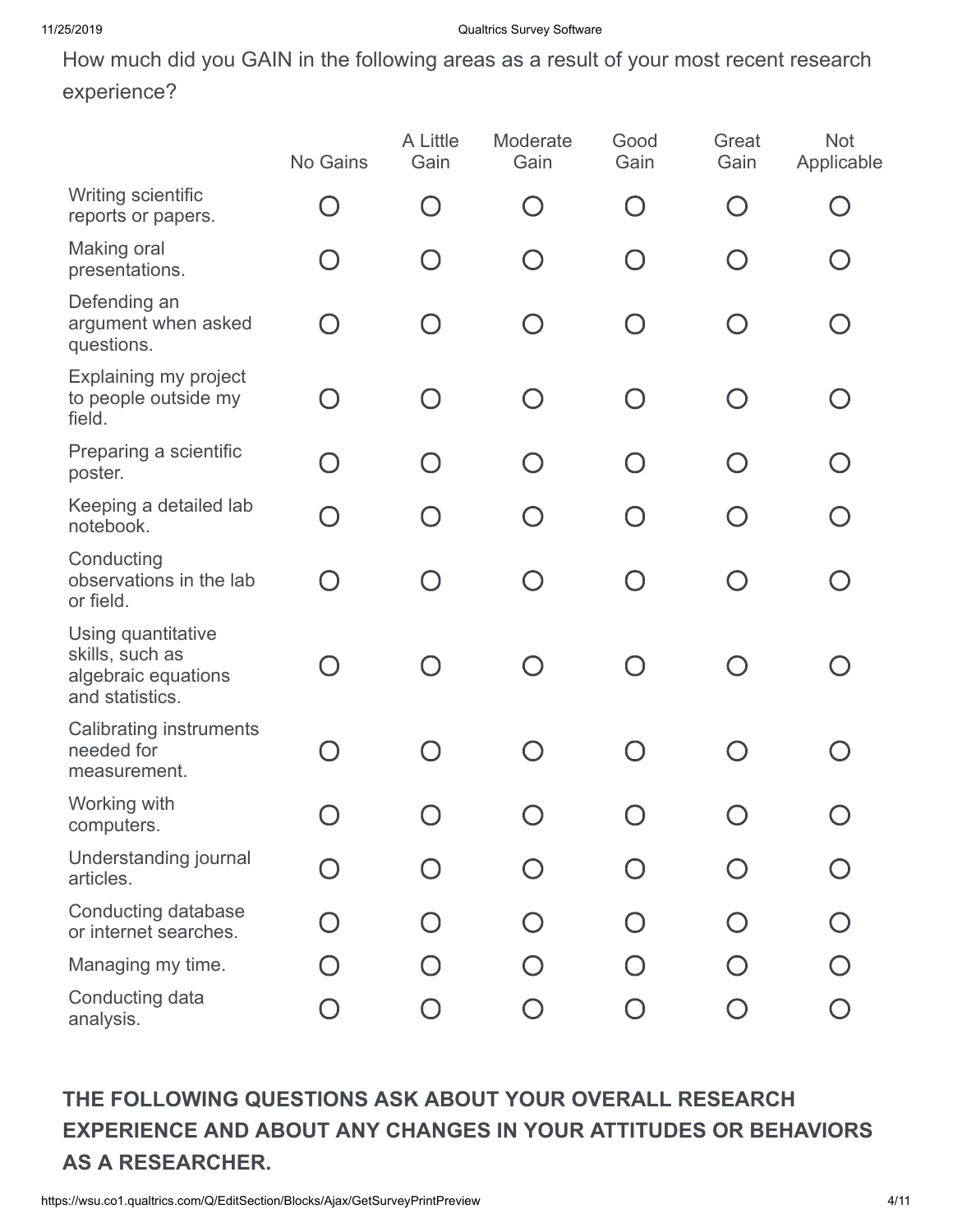How much did you GAIN in the following areas as a result of your most recent research experience?

| | No Gains | A Little Gain | Moderate Gain | Good Gain | Great Gain | Not Applicable |
|---|---|---|---|---|---|---|
| Writing scientific reports or papers. | ○ | ○ | ○ | ○ | ○ | ○ |
| Making oral presentations. | ○ | ○ | ○ | ○ | ○ | ○ |
| Defending an argument when asked questions. | ○ | ○ | ○ | ○ | ○ | ○ |
| Explaining my project to people outside my field. | ○ | ○ | ○ | ○ | ○ | ○ |
| Preparing a scientific poster. | ○ | ○ | ○ | ○ | ○ | ○ |
| Keeping a detailed lab notebook. | ○ | ○ | ○ | ○ | ○ | ○ |
| Conducting observations in the lab or field. | ○ | ○ | ○ | ○ | ○ | ○ |
| Using quantitative skills, such as algebraic equations and statistics. | ○ | ○ | ○ | ○ | ○ | ○ |
| Calibrating instruments needed for measurement. | ○ | ○ | ○ | ○ | ○ | ○ |
| Working with computers. | ○ | ○ | ○ | ○ | ○ | ○ |
| Understanding journal articles. | ○ | ○ | ○ | ○ | ○ | ○ |
| Conducting database or internet searches. | ○ | ○ | ○ | ○ | ○ | ○ |
| Managing my time. | ○ | ○ | ○ | ○ | ○ | ○ |
| Conducting data analysis. | ○ | ○ | ○ | ○ | ○ | ○ |

**THE FOLLOWING QUESTIONS ASK ABOUT YOUR OVERALL RESEARCH EXPERIENCE AND ABOUT ANY CHANGES IN YOUR ATTITUDES OR BEHAVIORS AS A RESEARCHER.**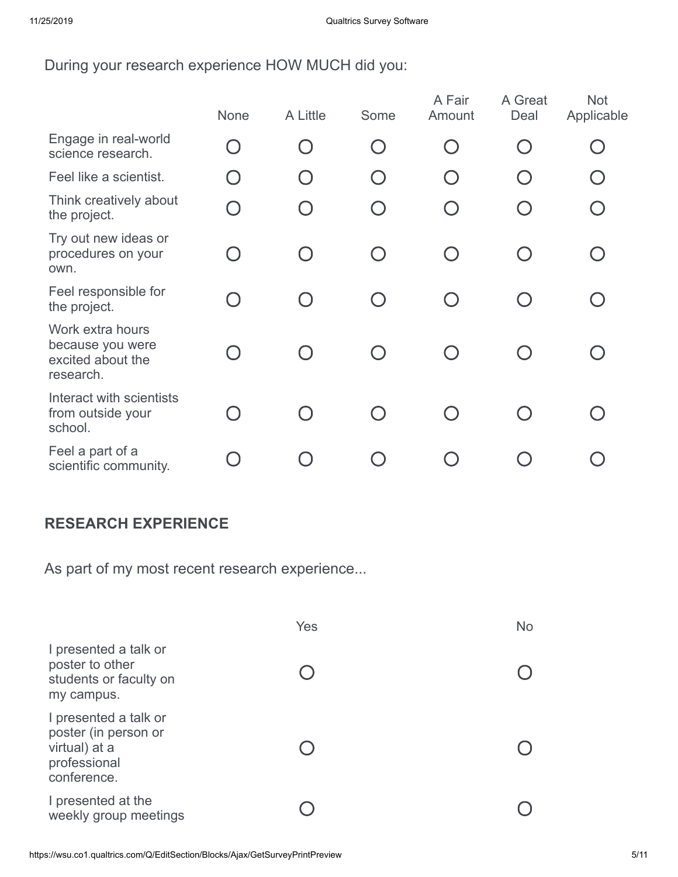During your research experience HOW MUCH did you:

| | None | A Little | Some | A Fair Amount | A Great Deal | Not Applicable |
|---|---|---|---|---|---|---|
| Engage in real-world science research. | ○ | ○ | ○ | ○ | ○ | ○ |
| Feel like a scientist. | ○ | ○ | ○ | ○ | ○ | ○ |
| Think creatively about the project. | ○ | ○ | ○ | ○ | ○ | ○ |
| Try out new ideas or procedures on your own. | ○ | ○ | ○ | ○ | ○ | ○ |
| Feel responsible for the project. | ○ | ○ | ○ | ○ | ○ | ○ |
| Work extra hours because you were excited about the research. | ○ | ○ | ○ | ○ | ○ | ○ |
| Interact with scientists from outside your school. | ○ | ○ | ○ | ○ | ○ | ○ |
| Feel a part of a scientific community. | ○ | ○ | ○ | ○ | ○ | ○ |

## RESEARCH EXPERIENCE

As part of my most recent research experience...

| | Yes | No |
|---|---|---|
| I presented a talk or poster to other students or faculty on my campus. | ○ | ○ |
| I presented a talk or poster (in person or virtual) at a professional conference. | ○ | ○ |
| I presented at the weekly group meetings | ○ | ○ |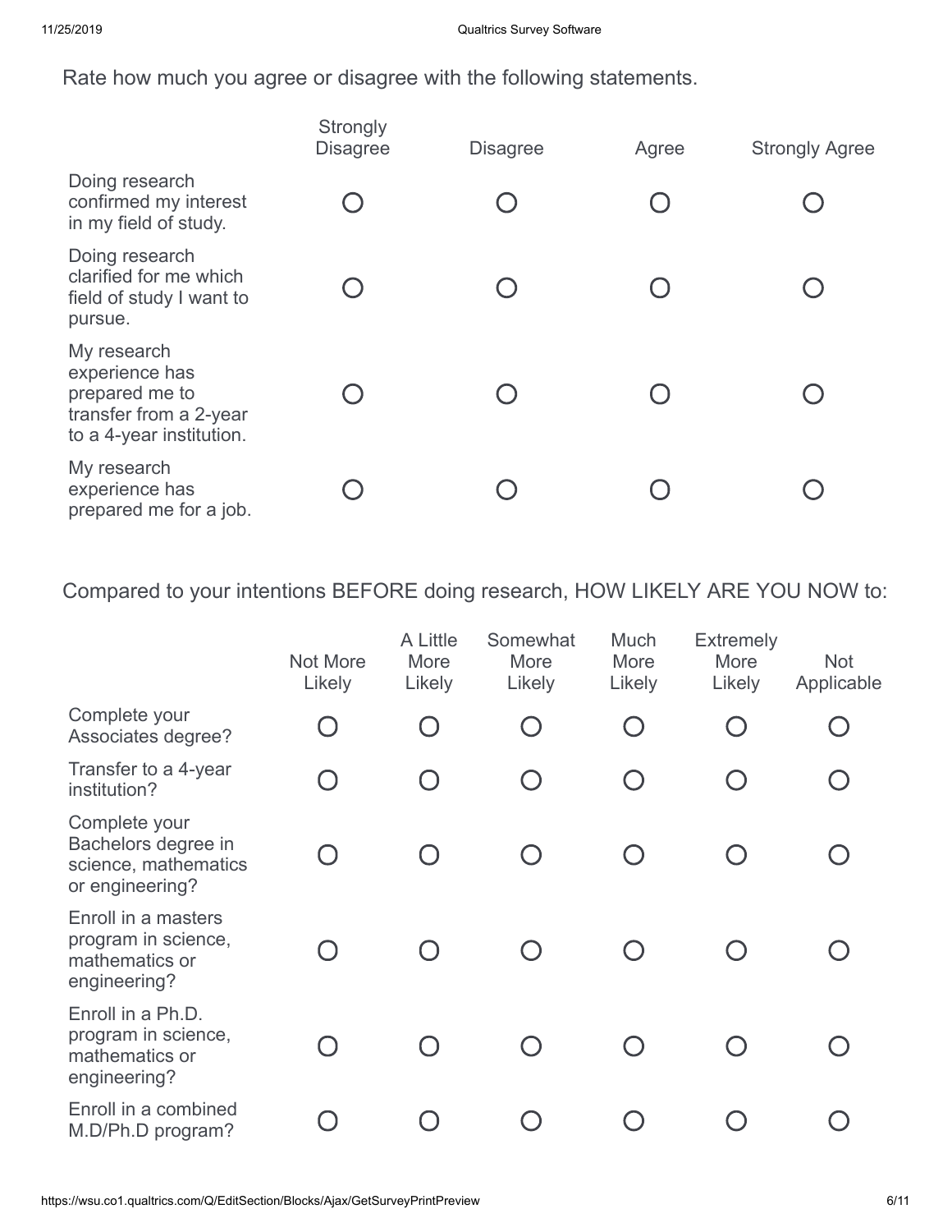Rate how much you agree or disagree with the following statements.

| | Strongly Disagree | Disagree | Agree | Strongly Agree |
|---|---|---|---|---|
| Doing research confirmed my interest in my field of study. | ○ | ○ | ○ | ○ |
| Doing research clarified for me which field of study I want to pursue. | ○ | ○ | ○ | ○ |
| My research experience has prepared me to transfer from a 2-year to a 4-year institution. | ○ | ○ | ○ | ○ |
| My research experience has prepared me for a job. | ○ | ○ | ○ | ○ |

Compared to your intentions BEFORE doing research, HOW LIKELY ARE YOU NOW to:

| | Not More Likely | A Little More Likely | Somewhat More Likely | Much More Likely | Extremely More Likely | Not Applicable |
|---|---|---|---|---|---|---|
| Complete your Associates degree? | ○ | ○ | ○ | ○ | ○ | ○ |
| Transfer to a 4-year institution? | ○ | ○ | ○ | ○ | ○ | ○ |
| Complete your Bachelors degree in science, mathematics or engineering? | ○ | ○ | ○ | ○ | ○ | ○ |
| Enroll in a masters program in science, mathematics or engineering? | ○ | ○ | ○ | ○ | ○ | ○ |
| Enroll in a Ph.D. program in science, mathematics or engineering? | ○ | ○ | ○ | ○ | ○ | ○ |
| Enroll in a combined M.D/Ph.D program? | ○ | ○ | ○ | ○ | ○ | ○ |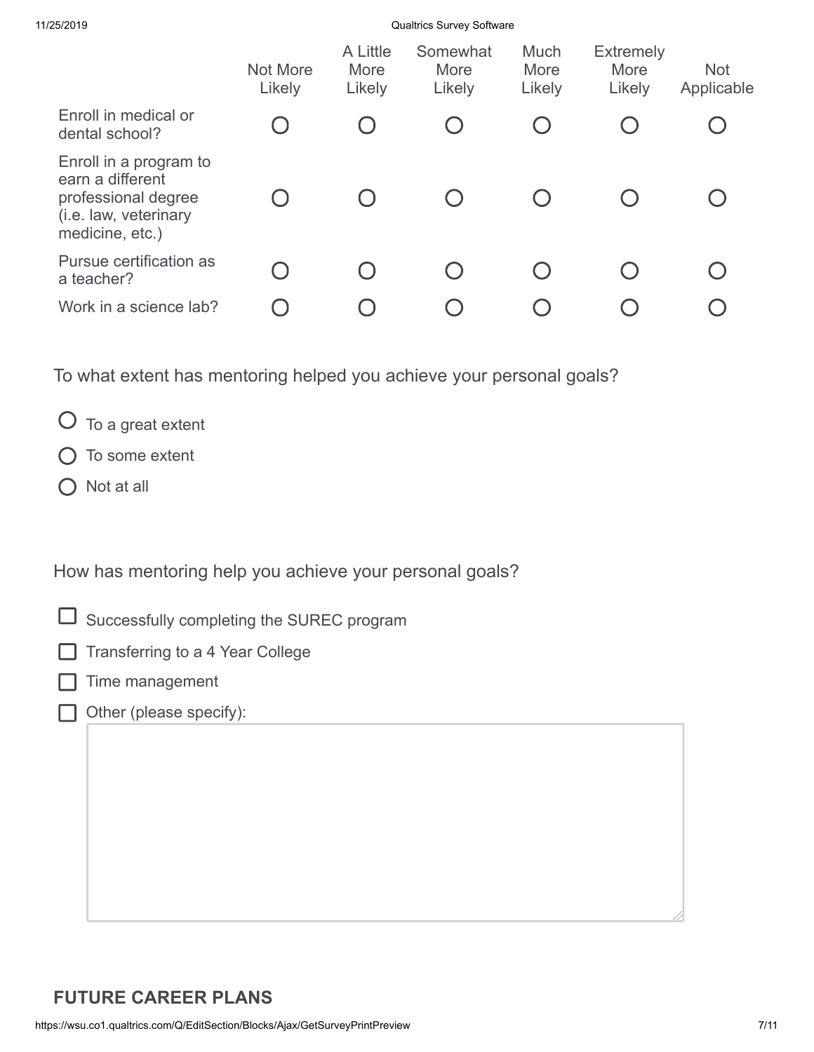| | Not More Likely | A Little More Likely | Somewhat More Likely | Much More Likely | Extremely More Likely | Not Applicable |
|---|---|---|---|---|---|---|
| Enroll in medical or dental school? | ○ | ○ | ○ | ○ | ○ | ○ |
| Enroll in a program to earn a different professional degree (i.e. law, veterinary medicine, etc.) | ○ | ○ | ○ | ○ | ○ | ○ |
| Pursue certification as a teacher? | ○ | ○ | ○ | ○ | ○ | ○ |
| Work in a science lab? | ○ | ○ | ○ | ○ | ○ | ○ |

To what extent has mentoring helped you achieve your personal goals?

- ○ To a great extent
- ○ To some extent
- ○ Not at all

How has mentoring help you achieve your personal goals?

- ☐ Successfully completing the SUREC program
- ☐ Transferring to a 4 Year College
- ☐ Time management
- ☐ Other (please specify):

## FUTURE CAREER PLANS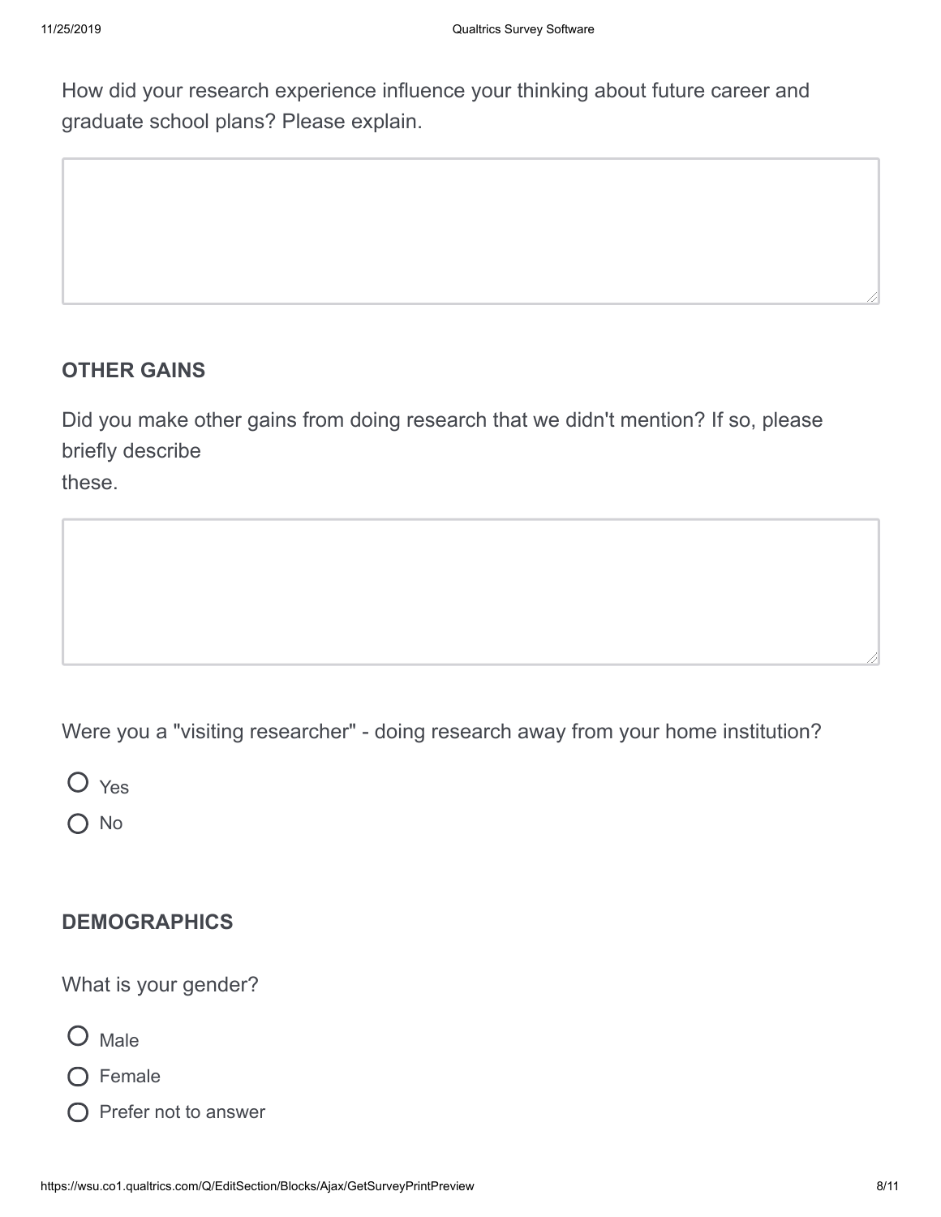How did your research experience influence your thinking about future career and graduate school plans? Please explain.

## OTHER GAINS

Did you make other gains from doing research that we didn't mention? If so, please briefly describe these.

Were you a "visiting researcher" - doing research away from your home institution?

- Yes
- No

## DEMOGRAPHICS

What is your gender?

- Male
- Female
- Prefer not to answer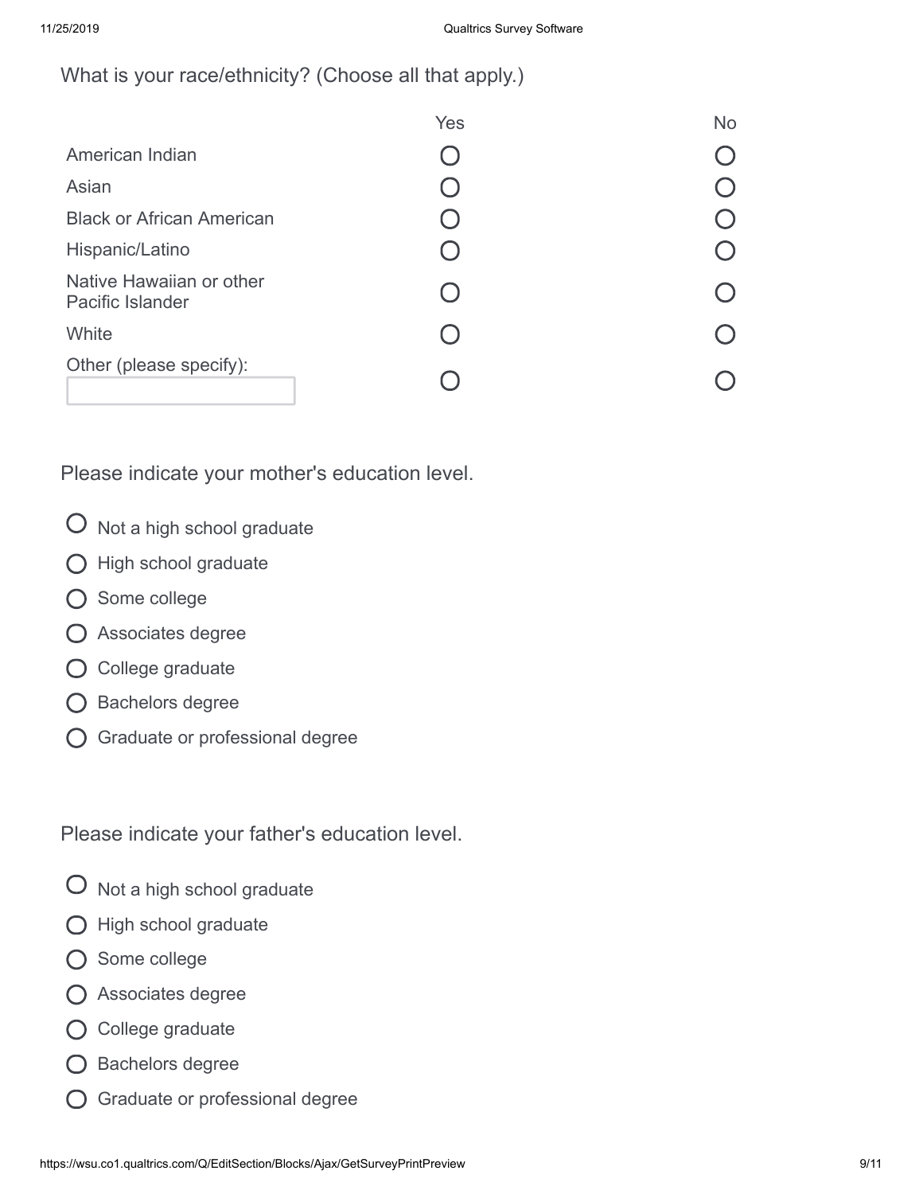What is your race/ethnicity? (Choose all that apply.)

| | Yes | No |
|---|---|---|
| American Indian | ○ | ○ |
| Asian | ○ | ○ |
| Black or African American | ○ | ○ |
| Hispanic/Latino | ○ | ○ |
| Native Hawaiian or other Pacific Islander | ○ | ○ |
| White | ○ | ○ |
| Other (please specify): ________ | ○ | ○ |

Please indicate your mother's education level.

- ○ Not a high school graduate
- ○ High school graduate
- ○ Some college
- ○ Associates degree
- ○ College graduate
- ○ Bachelors degree
- ○ Graduate or professional degree

Please indicate your father's education level.

- ○ Not a high school graduate
- ○ High school graduate
- ○ Some college
- ○ Associates degree
- ○ College graduate
- ○ Bachelors degree
- ○ Graduate or professional degree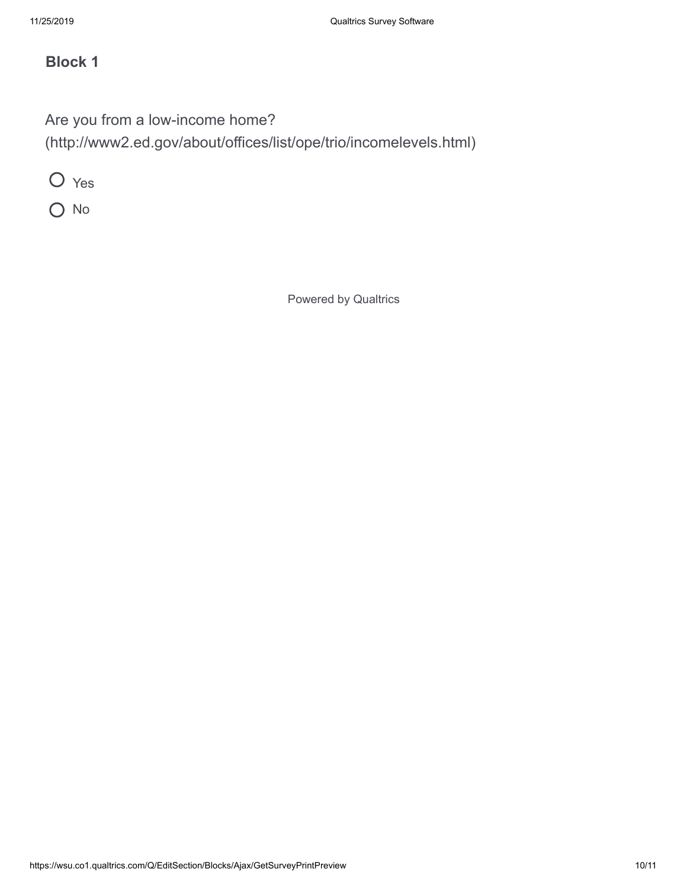## Block 1

Are you from a low-income home? (http://www2.ed.gov/about/offices/list/ope/trio/incomelevels.html)

- Yes
- No

Powered by Qualtrics